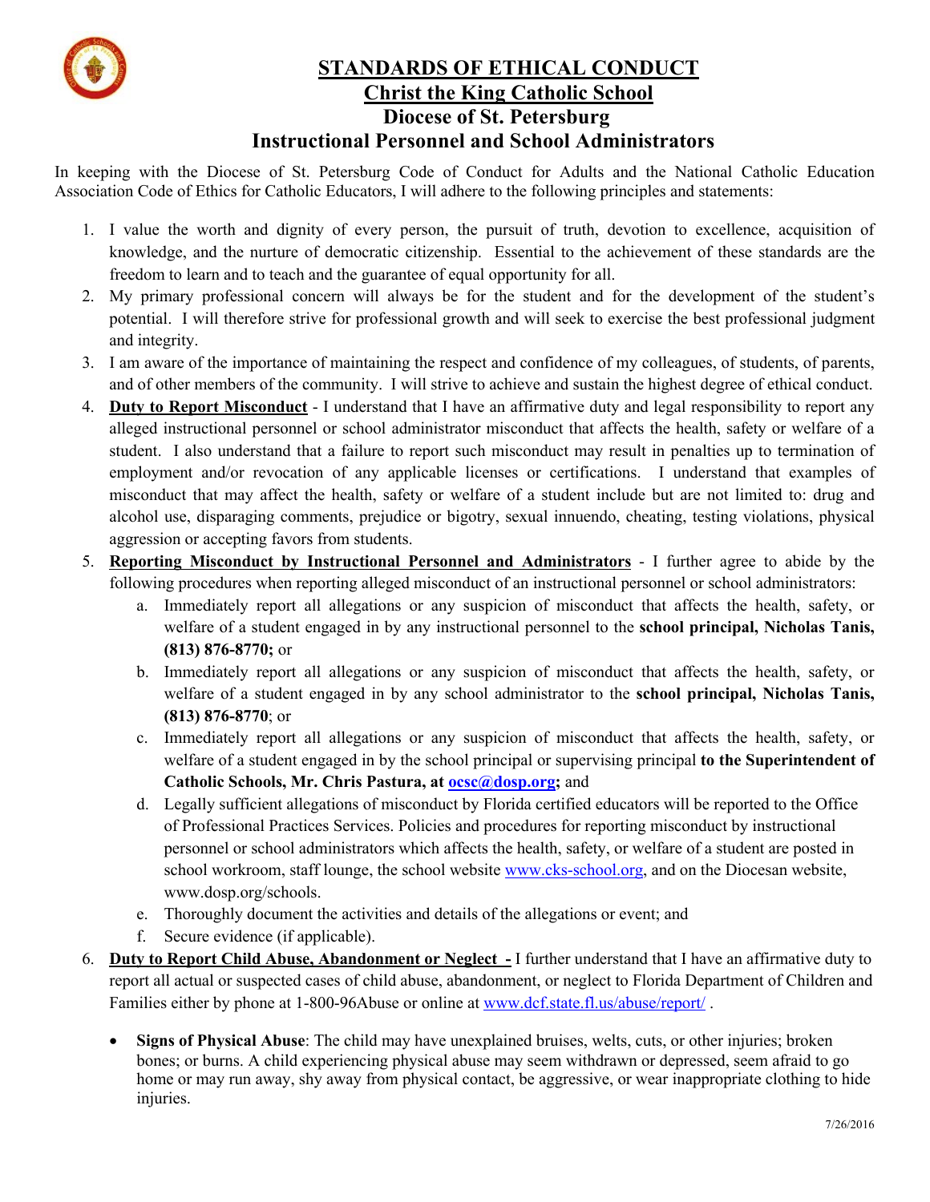# STANDARDS OF ETHICAL CONDUCT

## Christ the King Catholic School

## Diocese of St. Petersburg

## Instructional Personnel and School Administrators

In keeping with the Diocese of St. Petersburg Code of Conduct for Adults and the National Catholic Education Association Code of Ethics for Catholic Educators, I will adhere to the following principles and statements:

1. I value the worth and dignity of every person, the pursuit of truth, devotion to excellence, acquisition of knowledge, and the nurture of democratic citizenship. Essential to the achievement of these standards are the freedom to learn and to teach and the guarantee of equal opportunity for all.
2. My primary professional concern will always be for the student and for the development of the student's potential. I will therefore strive for professional growth and will seek to exercise the best professional judgment and integrity.
3. I am aware of the importance of maintaining the respect and confidence of my colleagues, of students, of parents, and of other members of the community. I will strive to achieve and sustain the highest degree of ethical conduct.
4. **Duty to Report Misconduct** - I understand that I have an affirmative duty and legal responsibility to report any alleged instructional personnel or school administrator misconduct that affects the health, safety or welfare of a student. I also understand that a failure to report such misconduct may result in penalties up to termination of employment and/or revocation of any applicable licenses or certifications. I understand that examples of misconduct that may affect the health, safety or welfare of a student include but are not limited to: drug and alcohol use, disparaging comments, prejudice or bigotry, sexual innuendo, cheating, testing violations, physical aggression or accepting favors from students.
5. **Reporting Misconduct by Instructional Personnel and Administrators** - I further agree to abide by the following procedures when reporting alleged misconduct of an instructional personnel or school administrators:
   a. Immediately report all allegations or any suspicion of misconduct that affects the health, safety, or welfare of a student engaged in by any instructional personnel to the **school principal, Nicholas Tanis, (813) 876-8770;** or
   b. Immediately report all allegations or any suspicion of misconduct that affects the health, safety, or welfare of a student engaged in by any school administrator to the **school principal, Nicholas Tanis, (813) 876-8770**; or
   c. Immediately report all allegations or any suspicion of misconduct that affects the health, safety, or welfare of a student engaged in by the school principal or supervising principal **to the Superintendent of Catholic Schools, Mr. Chris Pastura, at ocsc@dosp.org;** and
   d. Legally sufficient allegations of misconduct by Florida certified educators will be reported to the Office of Professional Practices Services. Policies and procedures for reporting misconduct by instructional personnel or school administrators which affects the health, safety, or welfare of a student are posted in school workroom, staff lounge, the school website www.cks-school.org, and on the Diocesan website, www.dosp.org/schools.
   e. Thoroughly document the activities and details of the allegations or event; and
   f. Secure evidence (if applicable).
6. **Duty to Report Child Abuse, Abandonment or Neglect -** I further understand that I have an affirmative duty to report all actual or suspected cases of child abuse, abandonment, or neglect to Florida Department of Children and Families either by phone at 1-800-96Abuse or online at www.dcf.state.fl.us/abuse/report/ .

- **Signs of Physical Abuse**: The child may have unexplained bruises, welts, cuts, or other injuries; broken bones; or burns. A child experiencing physical abuse may seem withdrawn or depressed, seem afraid to go home or may run away, shy away from physical contact, be aggressive, or wear inappropriate clothing to hide injuries.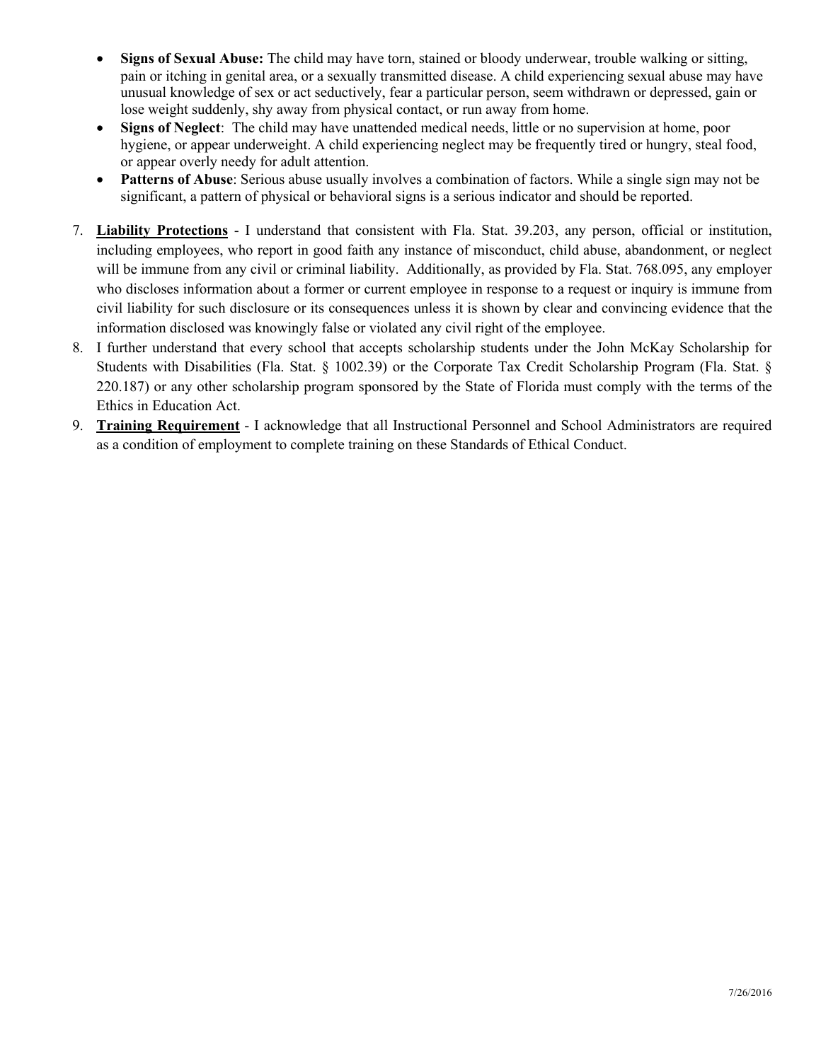- **Signs of Sexual Abuse:** The child may have torn, stained or bloody underwear, trouble walking or sitting, pain or itching in genital area, or a sexually transmitted disease. A child experiencing sexual abuse may have unusual knowledge of sex or act seductively, fear a particular person, seem withdrawn or depressed, gain or lose weight suddenly, shy away from physical contact, or run away from home.
- **Signs of Neglect**: The child may have unattended medical needs, little or no supervision at home, poor hygiene, or appear underweight. A child experiencing neglect may be frequently tired or hungry, steal food, or appear overly needy for adult attention.
- **Patterns of Abuse**: Serious abuse usually involves a combination of factors. While a single sign may not be significant, a pattern of physical or behavioral signs is a serious indicator and should be reported.

7. **Liability Protections** - I understand that consistent with Fla. Stat. 39.203, any person, official or institution, including employees, who report in good faith any instance of misconduct, child abuse, abandonment, or neglect will be immune from any civil or criminal liability. Additionally, as provided by Fla. Stat. 768.095, any employer who discloses information about a former or current employee in response to a request or inquiry is immune from civil liability for such disclosure or its consequences unless it is shown by clear and convincing evidence that the information disclosed was knowingly false or violated any civil right of the employee.
8. I further understand that every school that accepts scholarship students under the John McKay Scholarship for Students with Disabilities (Fla. Stat. § 1002.39) or the Corporate Tax Credit Scholarship Program (Fla. Stat. § 220.187) or any other scholarship program sponsored by the State of Florida must comply with the terms of the Ethics in Education Act.
9. **Training Requirement** - I acknowledge that all Instructional Personnel and School Administrators are required as a condition of employment to complete training on these Standards of Ethical Conduct.

7/26/2016